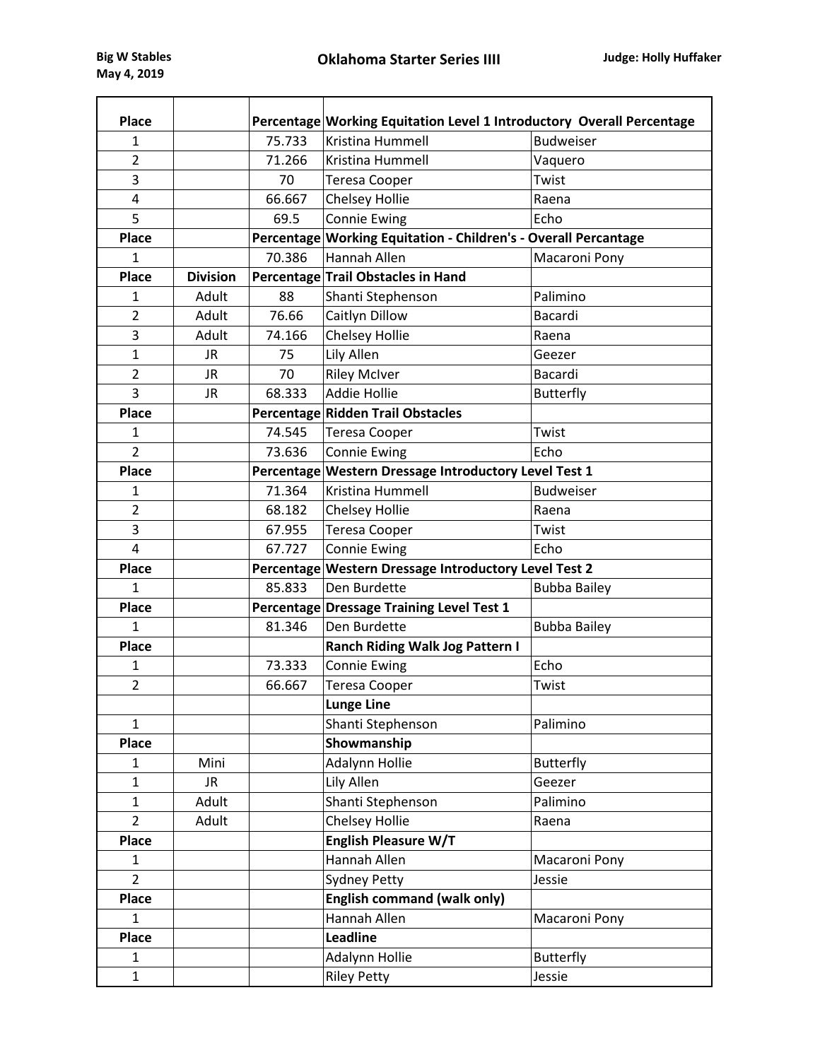**Big W Stables**
**May 4, 2019**

# Oklahoma Starter Series IIII

**Judge: Holly Huffaker**

| Place | | Percentage | Working Equitation Level 1 Introductory Overall Percentage | |
|---|---|---|---|---|
| 1 | | 75.733 | Kristina Hummell | Budweiser |
| 2 | | 71.266 | Kristina Hummell | Vaquero |
| 3 | | 70 | Teresa Cooper | Twist |
| 4 | | 66.667 | Chelsey Hollie | Raena |
| 5 | | 69.5 | Connie Ewing | Echo |
| **Place** | | **Percentage** | **Working Equitation - Children's - Overall Percantage** | |
| 1 | | 70.386 | Hannah Allen | Macaroni Pony |
| **Place** | **Division** | **Percentage** | **Trail Obstacles in Hand** | |
| 1 | Adult | 88 | Shanti Stephenson | Palimino |
| 2 | Adult | 76.66 | Caitlyn Dillow | Bacardi |
| 3 | Adult | 74.166 | Chelsey Hollie | Raena |
| 1 | JR | 75 | Lily Allen | Geezer |
| 2 | JR | 70 | Riley McIver | Bacardi |
| 3 | JR | 68.333 | Addie Hollie | Butterfly |
| **Place** | | **Percentage** | **Ridden Trail Obstacles** | |
| 1 | | 74.545 | Teresa Cooper | Twist |
| 2 | | 73.636 | Connie Ewing | Echo |
| **Place** | | **Percentage** | **Western Dressage Introductory Level Test 1** | |
| 1 | | 71.364 | Kristina Hummell | Budweiser |
| 2 | | 68.182 | Chelsey Hollie | Raena |
| 3 | | 67.955 | Teresa Cooper | Twist |
| 4 | | 67.727 | Connie Ewing | Echo |
| **Place** | | **Percentage** | **Western Dressage Introductory Level Test 2** | |
| 1 | | 85.833 | Den Burdette | Bubba Bailey |
| **Place** | | **Percentage** | **Dressage Training Level Test 1** | |
| 1 | | 81.346 | Den Burdette | Bubba Bailey |
| **Place** | | | **Ranch Riding Walk Jog Pattern I** | |
| 1 | | 73.333 | Connie Ewing | Echo |
| 2 | | 66.667 | Teresa Cooper | Twist |
| | | | **Lunge Line** | |
| 1 | | | Shanti Stephenson | Palimino |
| **Place** | | | **Showmanship** | |
| 1 | Mini | | Adalynn Hollie | Butterfly |
| 1 | JR | | Lily Allen | Geezer |
| 1 | Adult | | Shanti Stephenson | Palimino |
| 2 | Adult | | Chelsey Hollie | Raena |
| **Place** | | | **English Pleasure W/T** | |
| 1 | | | Hannah Allen | Macaroni Pony |
| 2 | | | Sydney Petty | Jessie |
| **Place** | | | **English command (walk only)** | |
| 1 | | | Hannah Allen | Macaroni Pony |
| **Place** | | | **Leadline** | |
| 1 | | | Adalynn Hollie | Butterfly |
| 1 | | | Riley Petty | Jessie |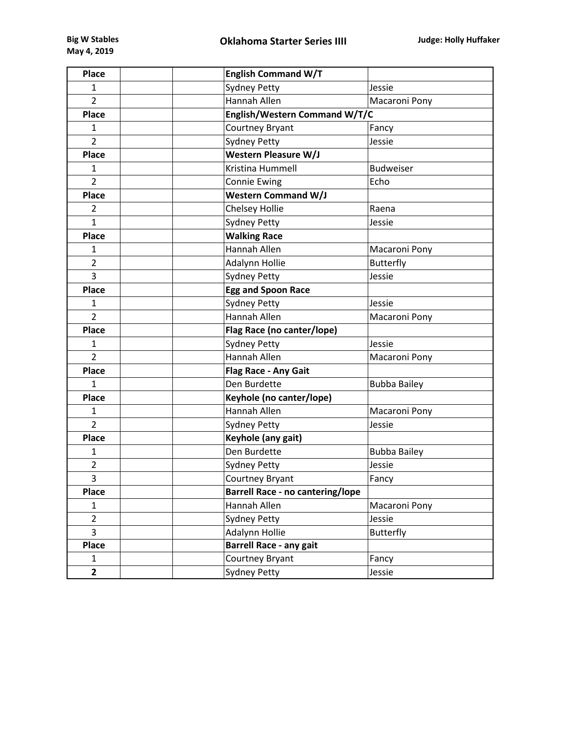**Big W Stables**
**May 4, 2019**

**Oklahoma Starter Series IIII**

**Judge: Holly Huffaker**

| **Place** | | | **English Command W/T** | |
|---|---|---|---|---|
| 1 | | | Sydney Petty | Jessie |
| 2 | | | Hannah Allen | Macaroni Pony |
| **Place** | | | **English/Western Command W/T/C** | |
| 1 | | | Courtney Bryant | Fancy |
| 2 | | | Sydney Petty | Jessie |
| **Place** | | | **Western Pleasure W/J** | |
| 1 | | | Kristina Hummell | Budweiser |
| 2 | | | Connie Ewing | Echo |
| **Place** | | | **Western Command W/J** | |
| 2 | | | Chelsey Hollie | Raena |
| 1 | | | Sydney Petty | Jessie |
| **Place** | | | **Walking Race** | |
| 1 | | | Hannah Allen | Macaroni Pony |
| 2 | | | Adalynn Hollie | Butterfly |
| 3 | | | Sydney Petty | Jessie |
| **Place** | | | **Egg and Spoon Race** | |
| 1 | | | Sydney Petty | Jessie |
| 2 | | | Hannah Allen | Macaroni Pony |
| **Place** | | | **Flag Race (no canter/lope)** | |
| 1 | | | Sydney Petty | Jessie |
| 2 | | | Hannah Allen | Macaroni Pony |
| **Place** | | | **Flag Race - Any Gait** | |
| 1 | | | Den Burdette | Bubba Bailey |
| **Place** | | | **Keyhole (no canter/lope)** | |
| 1 | | | Hannah Allen | Macaroni Pony |
| 2 | | | Sydney Petty | Jessie |
| **Place** | | | **Keyhole (any gait)** | |
| 1 | | | Den Burdette | Bubba Bailey |
| 2 | | | Sydney Petty | Jessie |
| 3 | | | Courtney Bryant | Fancy |
| **Place** | | | **Barrell Race - no cantering/lope** | |
| 1 | | | Hannah Allen | Macaroni Pony |
| 2 | | | Sydney Petty | Jessie |
| 3 | | | Adalynn Hollie | Butterfly |
| **Place** | | | **Barrell Race - any gait** | |
| 1 | | | Courtney Bryant | Fancy |
| **2** | | | Sydney Petty | Jessie |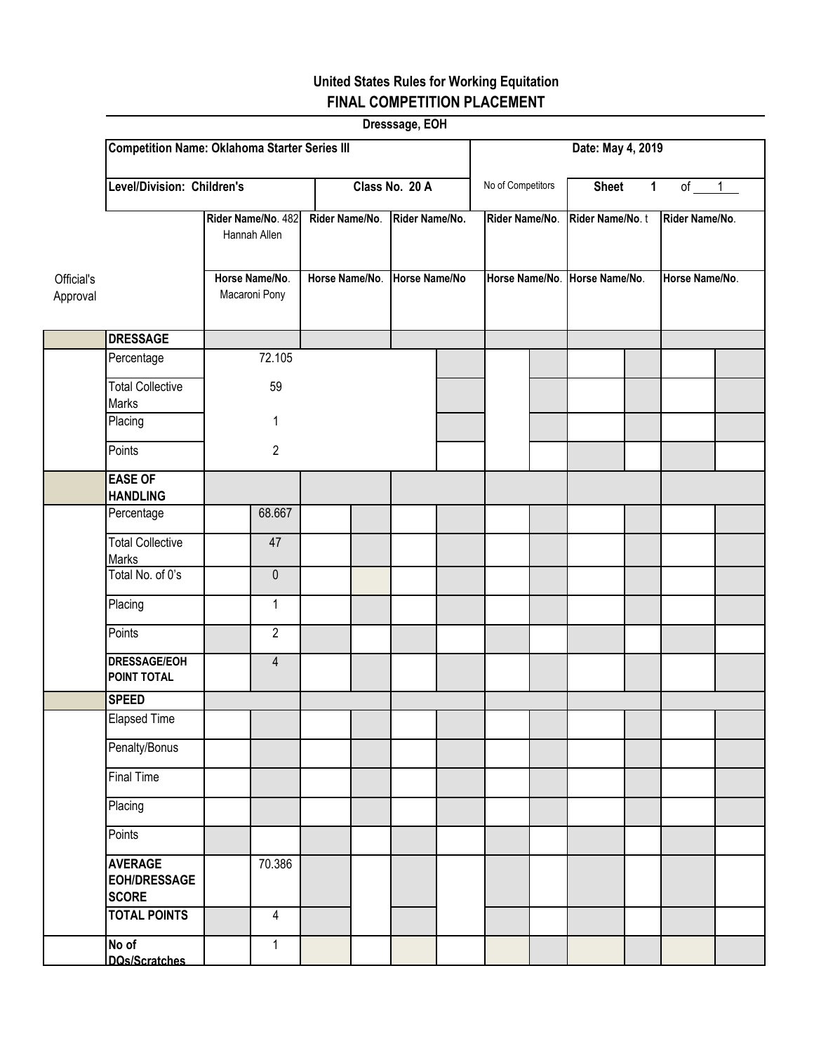**United States Rules for Working Equitation**

**FINAL COMPETITION PLACEMENT**

**Dresssage, EOH**

| Competition Name: Oklahoma Starter Series III | | | | | | Date: May 4, 2019 |
|---|---|---|---|---|---|---|
| Level/Division: Children's | | Class No. 20 A | | No of Competitors | | Sheet 1 of 1 |

| Official's Approval | | Rider Name/No. 482 Hannah Allen / Horse Name/No. Macaroni Pony | Rider Name/No. / Horse Name/No. | Rider Name/No. / Horse Name/No | Rider Name/No. / Horse Name/No. | Rider Name/No. t / Horse Name/No. | Rider Name/No. / Horse Name/No. |
|---|---|---|---|---|---|---|---|
| | **DRESSAGE** | | | | | | |
| | Percentage | 72.105 | | | | | |
| | Total Collective Marks | 59 | | | | | |
| | Placing | 1 | | | | | |
| | Points | 2 | | | | | |
| | **EASE OF HANDLING** | | | | | | |
| | Percentage | 68.667 | | | | | |
| | Total Collective Marks | 47 | | | | | |
| | Total No. of 0's | 0 | | | | | |
| | Placing | 1 | | | | | |
| | Points | 2 | | | | | |
| | **DRESSAGE/EOH POINT TOTAL** | 4 | | | | | |
| | **SPEED** | | | | | | |
| | Elapsed Time | | | | | | |
| | Penalty/Bonus | | | | | | |
| | Final Time | | | | | | |
| | Placing | | | | | | |
| | Points | | | | | | |
| | **AVERAGE EOH/DRESSAGE SCORE** | 70.386 | | | | | |
| | **TOTAL POINTS** | 4 | | | | | |
| | **No of DQs/Scratches** | 1 | | | | | |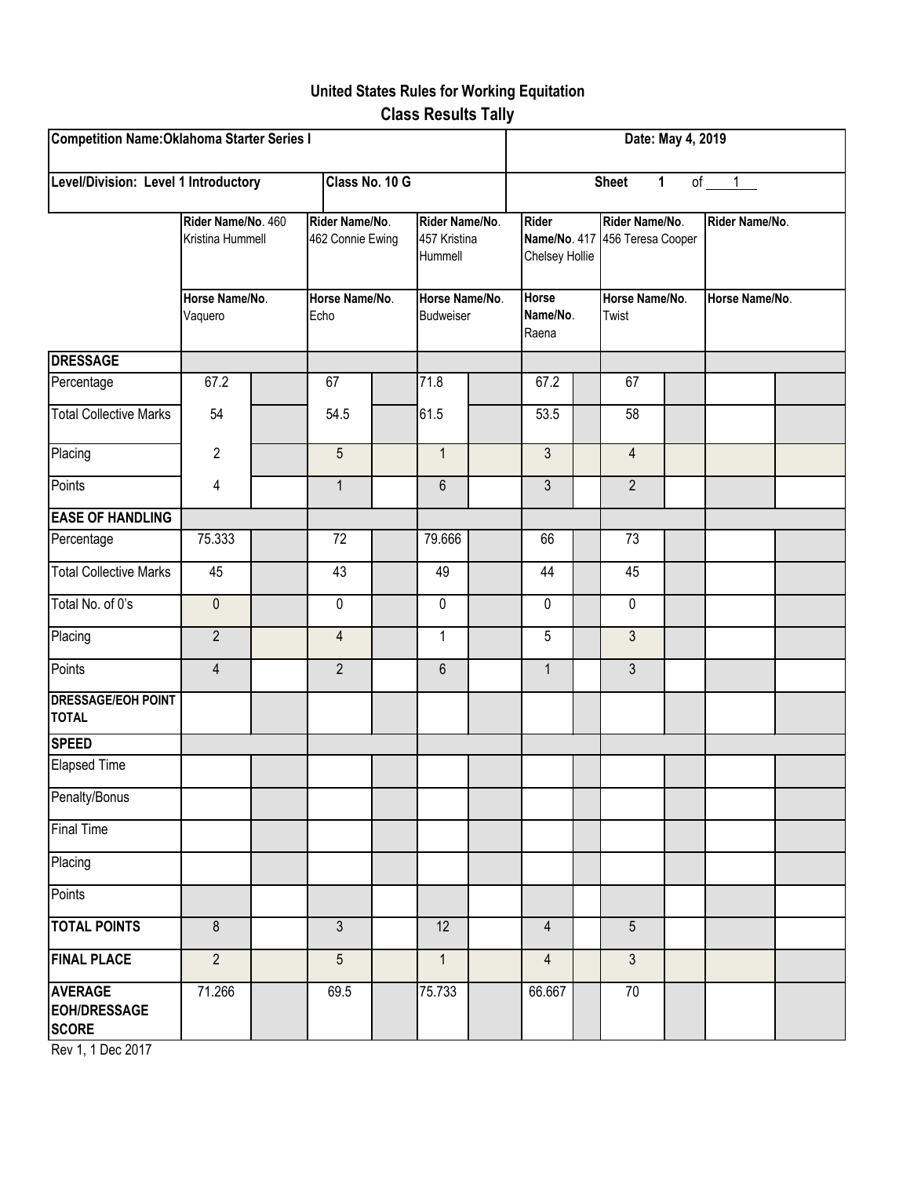## United States Rules for Working Equitation

### Class Results Tally

| Competition Name: Oklahoma Starter Series I | | | | | | | | | | | | |
|---|---|---|---|---|---|---|---|---|---|---|---|---|
| **Date: May 4, 2019** | | | | | | | | | | | | |
| **Level/Division: Level 1 Introductory** | | | | **Class No. 10 G** | | | | **Sheet 1 of 1** | | | | |
| | **Rider Name/No.** 460 Kristina Hummell | | **Rider Name/No.** 462 Connie Ewing | | **Rider Name/No.** 457 Kristina Hummell | | **Rider Name/No.** 417 Chelsey Hollie | | **Rider Name/No.** 456 Teresa Cooper | | **Rider Name/No.** | |
| | **Horse Name/No.** Vaquero | | **Horse Name/No.** Echo | | **Horse Name/No.** Budweiser | | **Horse Name/No.** Raena | | **Horse Name/No.** Twist | | **Horse Name/No.** | |
| **DRESSAGE** | | | | | | | | | | | | |
| Percentage | 67.2 | | 67 | | 71.8 | | 67.2 | | 67 | | | |
| Total Collective Marks | 54 | | 54.5 | | 61.5 | | 53.5 | | 58 | | | |
| Placing | 2 | | 5 | | 1 | | 3 | | 4 | | | |
| Points | 4 | | 1 | | 6 | | 3 | | 2 | | | |
| **EASE OF HANDLING** | | | | | | | | | | | | |
| Percentage | 75.333 | | 72 | | 79.666 | | 66 | | 73 | | | |
| Total Collective Marks | 45 | | 43 | | 49 | | 44 | | 45 | | | |
| Total No. of 0's | 0 | | 0 | | 0 | | 0 | | 0 | | | |
| Placing | 2 | | 4 | | 1 | | 5 | | 3 | | | |
| Points | 4 | | 2 | | 6 | | 1 | | 3 | | | |
| **DRESSAGE/EOH POINT TOTAL** | | | | | | | | | | | | |
| **SPEED** | | | | | | | | | | | | |
| Elapsed Time | | | | | | | | | | | | |
| Penalty/Bonus | | | | | | | | | | | | |
| Final Time | | | | | | | | | | | | |
| Placing | | | | | | | | | | | | |
| Points | | | | | | | | | | | | |
| **TOTAL POINTS** | 8 | | 3 | | 12 | | 4 | | 5 | | | |
| **FINAL PLACE** | 2 | | 5 | | 1 | | 4 | | 3 | | | |
| **AVERAGE EOH/DRESSAGE SCORE** | 71.266 | | 69.5 | | 75.733 | | 66.667 | | 70 | | | |

Rev 1, 1 Dec 2017